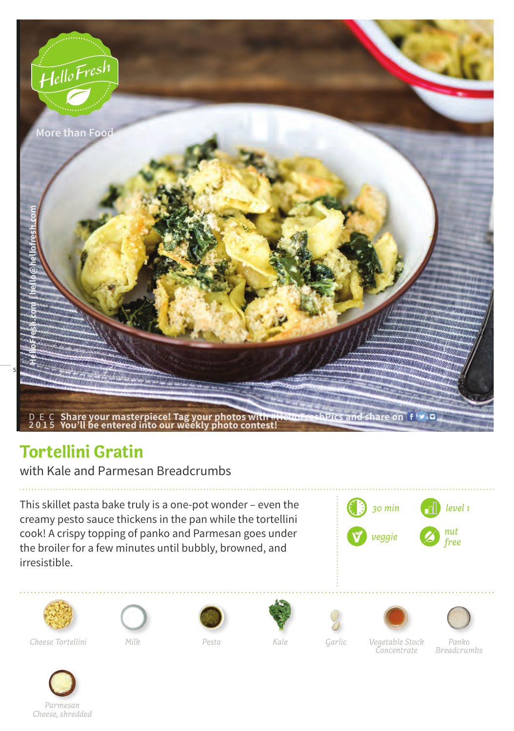HelloFresh

More than Food

HelloFresh.com | hello@hellofresh.com

DEC 2015 Share your masterpiece! Tag your photos with #HelloFreshPics and share on
You'll be entered into our weekly photo contest!

# Tortellini Gratin

with Kale and Parmesan Breadcrumbs

This skillet pasta bake truly is a one-pot wonder – even the creamy pesto sauce thickens in the pan while the tortellini cook! A crispy topping of panko and Parmesan goes under the broiler for a few minutes until bubbly, browned, and irresistible.

*30 min* | *level 1* | *veggie* | *nut free*

*Cheese Tortellini*
*Milk*
*Pesto*
*Kale*
*Garlic*
*Vegetable Stock Concentrate*
*Panko Breadcrumbs*
*Parmesan Cheese, shredded*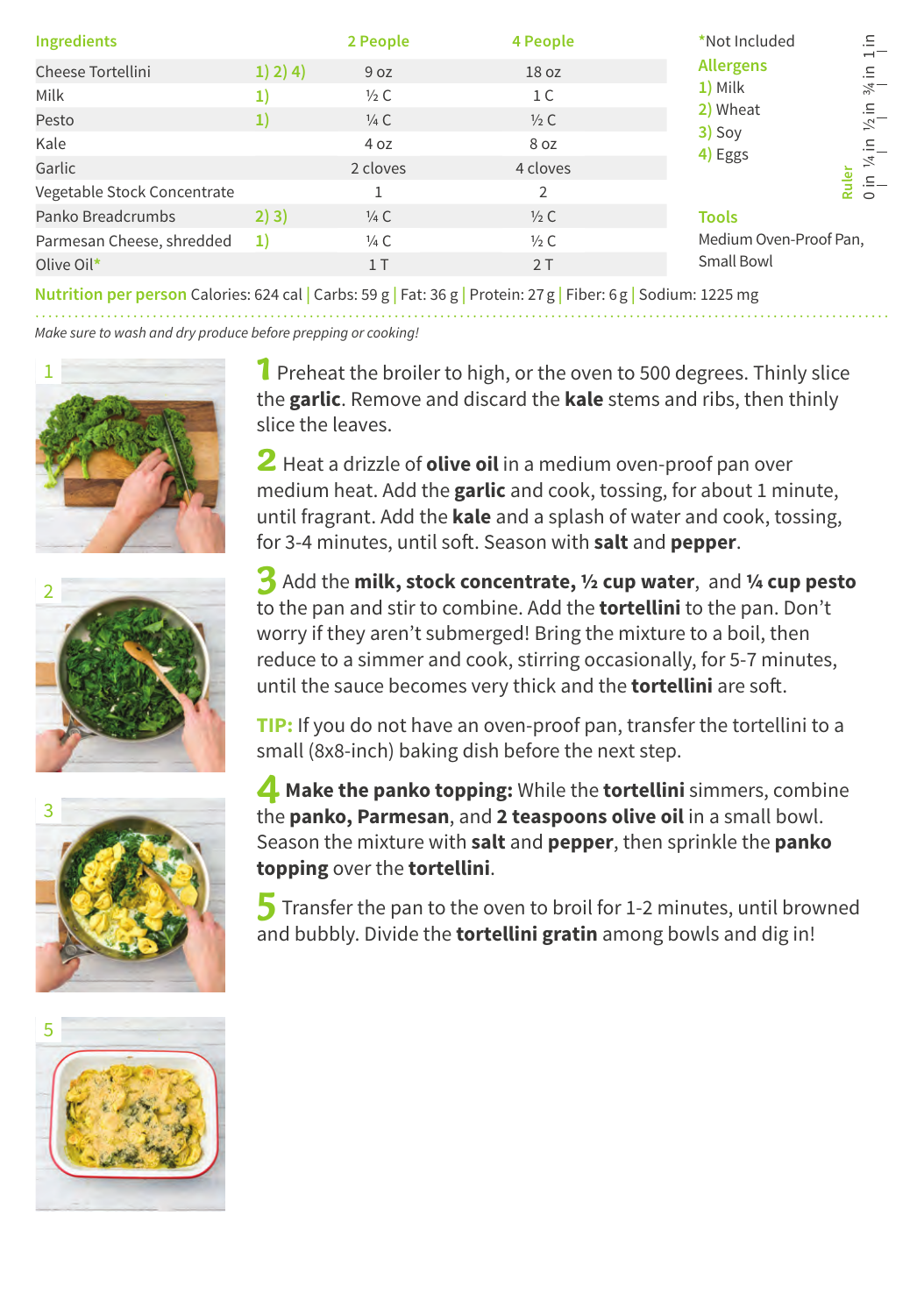| Ingredients | | 2 People | 4 People |
|---|---|---|---|
| Cheese Tortellini | 1) 2) 4) | 9 oz | 18 oz |
| Milk | 1) | ½ C | 1 C |
| Pesto | 1) | ¼ C | ½ C |
| Kale | | 4 oz | 8 oz |
| Garlic | | 2 cloves | 4 cloves |
| Vegetable Stock Concentrate | | 1 | 2 |
| Panko Breadcrumbs | 2) 3) | ¼ C | ½ C |
| Parmesan Cheese, shredded | 1) | ¼ C | ½ C |
| Olive Oil* | | 1 T | 2 T |

*Not Included

**Allergens**
1) Milk
2) Wheat
3) Soy
4) Eggs

**Tools**
Medium Oven-Proof Pan, Small Bowl

Ruler
0 in ¼ in ½ in ¾ in 1 in

**Nutrition per person** Calories: 624 cal | Carbs: 59 g | Fat: 36 g | Protein: 27 g | Fiber: 6 g | Sodium: 1225 mg

*Make sure to wash and dry produce before prepping or cooking!*

1 Preheat the broiler to high, or the oven to 500 degrees. Thinly slice the **garlic**. Remove and discard the **kale** stems and ribs, then thinly slice the leaves.

2 Heat a drizzle of **olive oil** in a medium oven-proof pan over medium heat. Add the **garlic** and cook, tossing, for about 1 minute, until fragrant. Add the **kale** and a splash of water and cook, tossing, for 3-4 minutes, until soft. Season with **salt** and **pepper**.

3 Add the **milk, stock concentrate, ½ cup water**, and **¼ cup pesto** to the pan and stir to combine. Add the **tortellini** to the pan. Don't worry if they aren't submerged! Bring the mixture to a boil, then reduce to a simmer and cook, stirring occasionally, for 5-7 minutes, until the sauce becomes very thick and the **tortellini** are soft.

**TIP:** If you do not have an oven-proof pan, transfer the tortellini to a small (8x8-inch) baking dish before the next step.

4 **Make the panko topping:** While the **tortellini** simmers, combine the **panko, Parmesan**, and **2 teaspoons olive oil** in a small bowl. Season the mixture with **salt** and **pepper**, then sprinkle the **panko topping** over the **tortellini**.

5 Transfer the pan to the oven to broil for 1-2 minutes, until browned and bubbly. Divide the **tortellini gratin** among bowls and dig in!